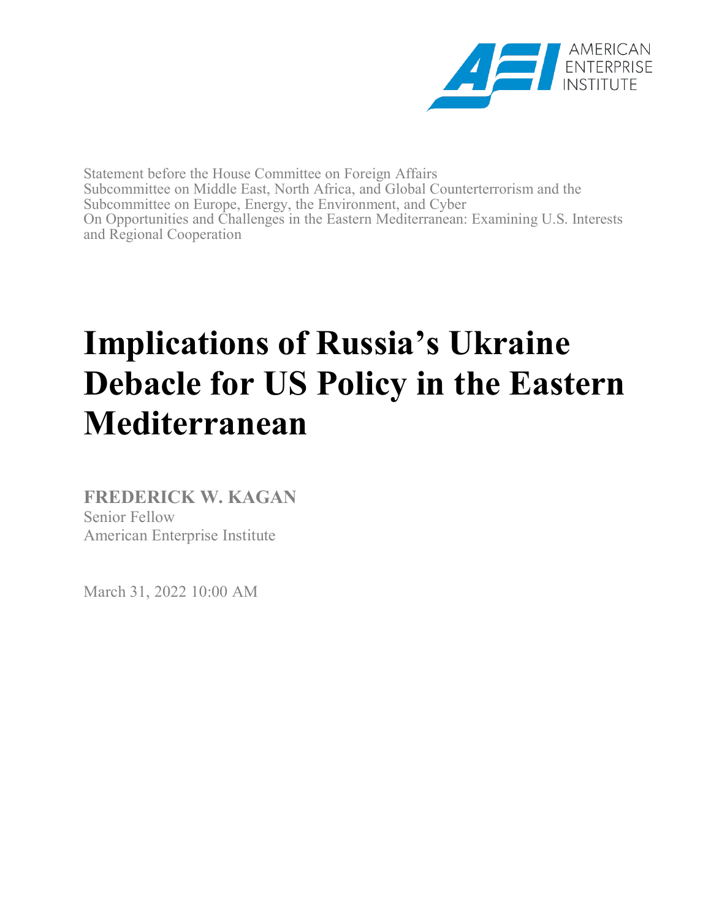AMERICAN ENTERPRISE INSTITUTE

Statement before the House Committee on Foreign Affairs
Subcommittee on Middle East, North Africa, and Global Counterterrorism and the Subcommittee on Europe, Energy, the Environment, and Cyber
On Opportunities and Challenges in the Eastern Mediterranean: Examining U.S. Interests and Regional Cooperation

# Implications of Russia's Ukraine Debacle for US Policy in the Eastern Mediterranean

**FREDERICK W. KAGAN**
Senior Fellow
American Enterprise Institute

March 31, 2022 10:00 AM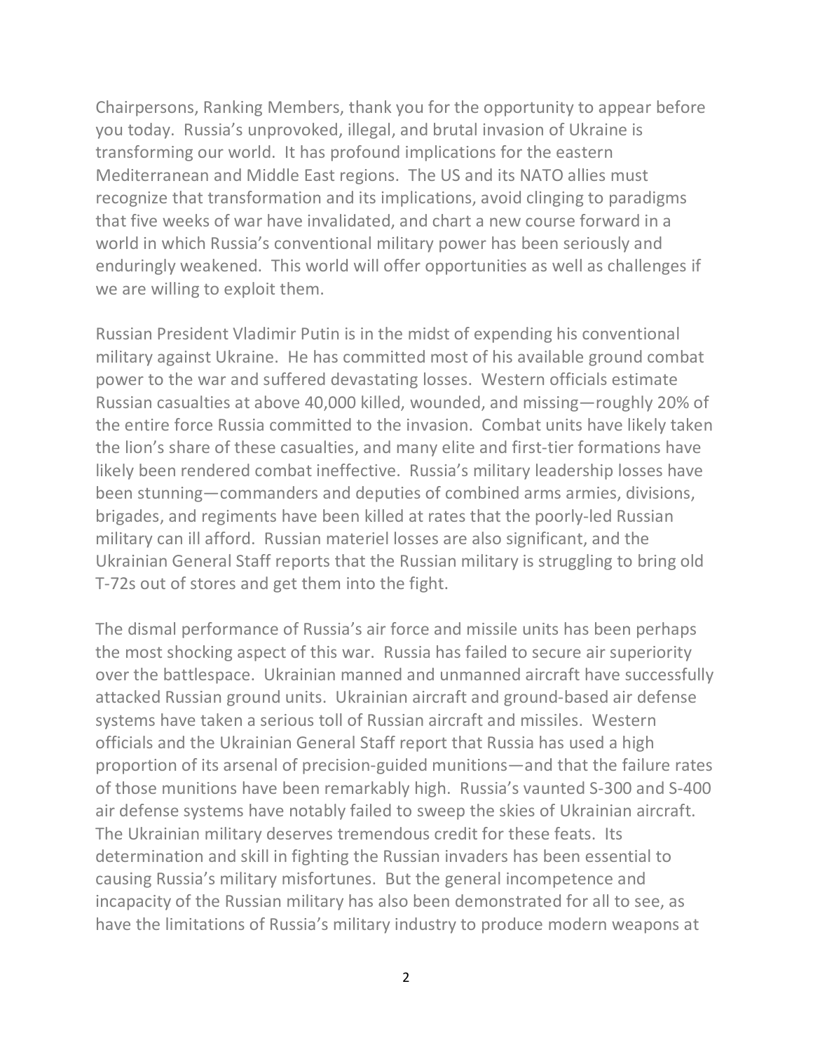Chairpersons, Ranking Members, thank you for the opportunity to appear before you today. Russia's unprovoked, illegal, and brutal invasion of Ukraine is transforming our world. It has profound implications for the eastern Mediterranean and Middle East regions. The US and its NATO allies must recognize that transformation and its implications, avoid clinging to paradigms that five weeks of war have invalidated, and chart a new course forward in a world in which Russia's conventional military power has been seriously and enduringly weakened. This world will offer opportunities as well as challenges if we are willing to exploit them.

Russian President Vladimir Putin is in the midst of expending his conventional military against Ukraine. He has committed most of his available ground combat power to the war and suffered devastating losses. Western officials estimate Russian casualties at above 40,000 killed, wounded, and missing—roughly 20% of the entire force Russia committed to the invasion. Combat units have likely taken the lion's share of these casualties, and many elite and first-tier formations have likely been rendered combat ineffective. Russia's military leadership losses have been stunning—commanders and deputies of combined arms armies, divisions, brigades, and regiments have been killed at rates that the poorly-led Russian military can ill afford. Russian materiel losses are also significant, and the Ukrainian General Staff reports that the Russian military is struggling to bring old T-72s out of stores and get them into the fight.

The dismal performance of Russia's air force and missile units has been perhaps the most shocking aspect of this war. Russia has failed to secure air superiority over the battlespace. Ukrainian manned and unmanned aircraft have successfully attacked Russian ground units. Ukrainian aircraft and ground-based air defense systems have taken a serious toll of Russian aircraft and missiles. Western officials and the Ukrainian General Staff report that Russia has used a high proportion of its arsenal of precision-guided munitions—and that the failure rates of those munitions have been remarkably high. Russia's vaunted S-300 and S-400 air defense systems have notably failed to sweep the skies of Ukrainian aircraft. The Ukrainian military deserves tremendous credit for these feats. Its determination and skill in fighting the Russian invaders has been essential to causing Russia's military misfortunes. But the general incompetence and incapacity of the Russian military has also been demonstrated for all to see, as have the limitations of Russia's military industry to produce modern weapons at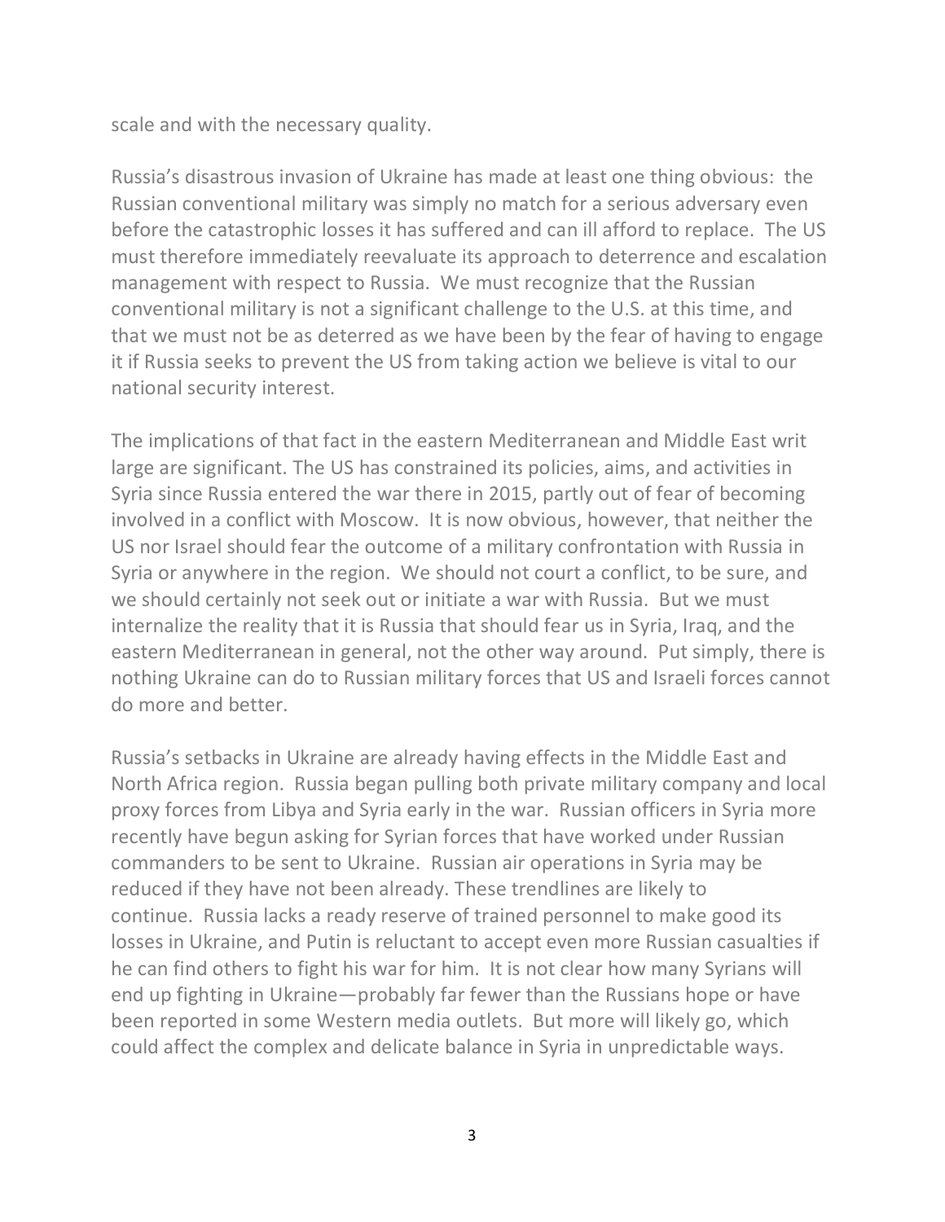scale and with the necessary quality.

Russia's disastrous invasion of Ukraine has made at least one thing obvious: the Russian conventional military was simply no match for a serious adversary even before the catastrophic losses it has suffered and can ill afford to replace. The US must therefore immediately reevaluate its approach to deterrence and escalation management with respect to Russia. We must recognize that the Russian conventional military is not a significant challenge to the U.S. at this time, and that we must not be as deterred as we have been by the fear of having to engage it if Russia seeks to prevent the US from taking action we believe is vital to our national security interest.

The implications of that fact in the eastern Mediterranean and Middle East writ large are significant. The US has constrained its policies, aims, and activities in Syria since Russia entered the war there in 2015, partly out of fear of becoming involved in a conflict with Moscow. It is now obvious, however, that neither the US nor Israel should fear the outcome of a military confrontation with Russia in Syria or anywhere in the region. We should not court a conflict, to be sure, and we should certainly not seek out or initiate a war with Russia. But we must internalize the reality that it is Russia that should fear us in Syria, Iraq, and the eastern Mediterranean in general, not the other way around. Put simply, there is nothing Ukraine can do to Russian military forces that US and Israeli forces cannot do more and better.

Russia's setbacks in Ukraine are already having effects in the Middle East and North Africa region. Russia began pulling both private military company and local proxy forces from Libya and Syria early in the war. Russian officers in Syria more recently have begun asking for Syrian forces that have worked under Russian commanders to be sent to Ukraine. Russian air operations in Syria may be reduced if they have not been already. These trendlines are likely to continue. Russia lacks a ready reserve of trained personnel to make good its losses in Ukraine, and Putin is reluctant to accept even more Russian casualties if he can find others to fight his war for him. It is not clear how many Syrians will end up fighting in Ukraine—probably far fewer than the Russians hope or have been reported in some Western media outlets. But more will likely go, which could affect the complex and delicate balance in Syria in unpredictable ways.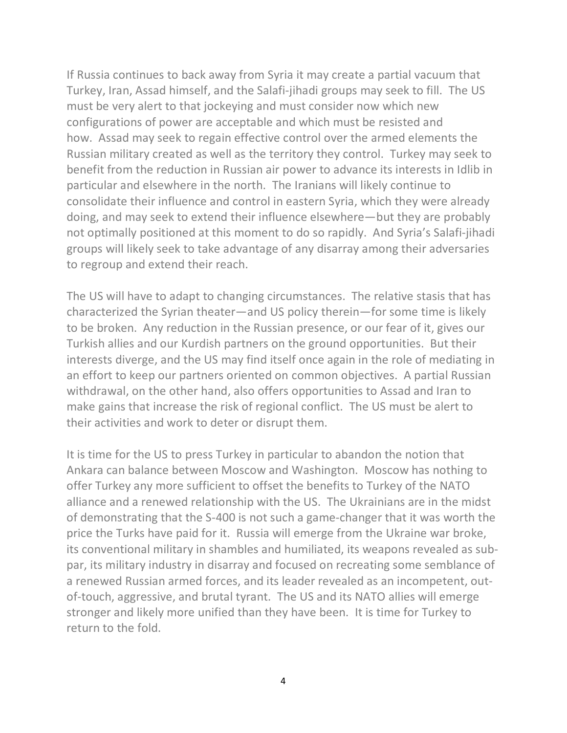If Russia continues to back away from Syria it may create a partial vacuum that Turkey, Iran, Assad himself, and the Salafi-jihadi groups may seek to fill. The US must be very alert to that jockeying and must consider now which new configurations of power are acceptable and which must be resisted and how. Assad may seek to regain effective control over the armed elements the Russian military created as well as the territory they control. Turkey may seek to benefit from the reduction in Russian air power to advance its interests in Idlib in particular and elsewhere in the north. The Iranians will likely continue to consolidate their influence and control in eastern Syria, which they were already doing, and may seek to extend their influence elsewhere—but they are probably not optimally positioned at this moment to do so rapidly. And Syria's Salafi-jihadi groups will likely seek to take advantage of any disarray among their adversaries to regroup and extend their reach.

The US will have to adapt to changing circumstances. The relative stasis that has characterized the Syrian theater—and US policy therein—for some time is likely to be broken. Any reduction in the Russian presence, or our fear of it, gives our Turkish allies and our Kurdish partners on the ground opportunities. But their interests diverge, and the US may find itself once again in the role of mediating in an effort to keep our partners oriented on common objectives. A partial Russian withdrawal, on the other hand, also offers opportunities to Assad and Iran to make gains that increase the risk of regional conflict. The US must be alert to their activities and work to deter or disrupt them.

It is time for the US to press Turkey in particular to abandon the notion that Ankara can balance between Moscow and Washington. Moscow has nothing to offer Turkey any more sufficient to offset the benefits to Turkey of the NATO alliance and a renewed relationship with the US. The Ukrainians are in the midst of demonstrating that the S-400 is not such a game-changer that it was worth the price the Turks have paid for it. Russia will emerge from the Ukraine war broke, its conventional military in shambles and humiliated, its weapons revealed as sub-par, its military industry in disarray and focused on recreating some semblance of a renewed Russian armed forces, and its leader revealed as an incompetent, out-of-touch, aggressive, and brutal tyrant. The US and its NATO allies will emerge stronger and likely more unified than they have been. It is time for Turkey to return to the fold.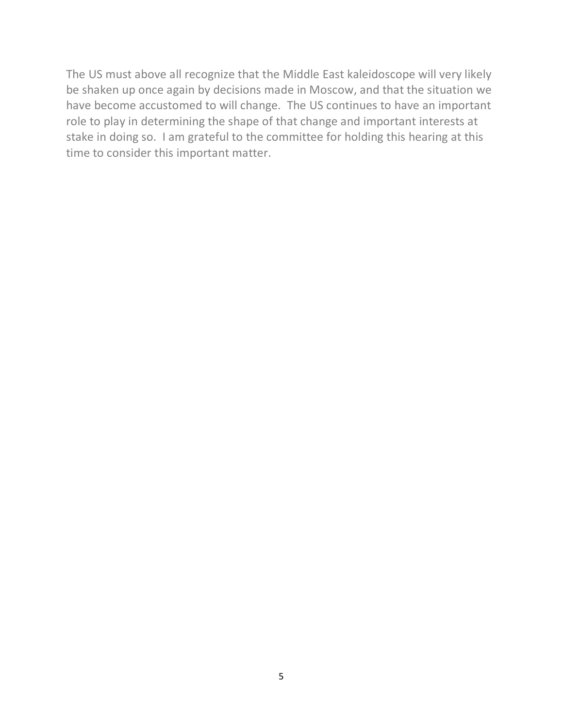The US must above all recognize that the Middle East kaleidoscope will very likely be shaken up once again by decisions made in Moscow, and that the situation we have become accustomed to will change. The US continues to have an important role to play in determining the shape of that change and important interests at stake in doing so. I am grateful to the committee for holding this hearing at this time to consider this important matter.